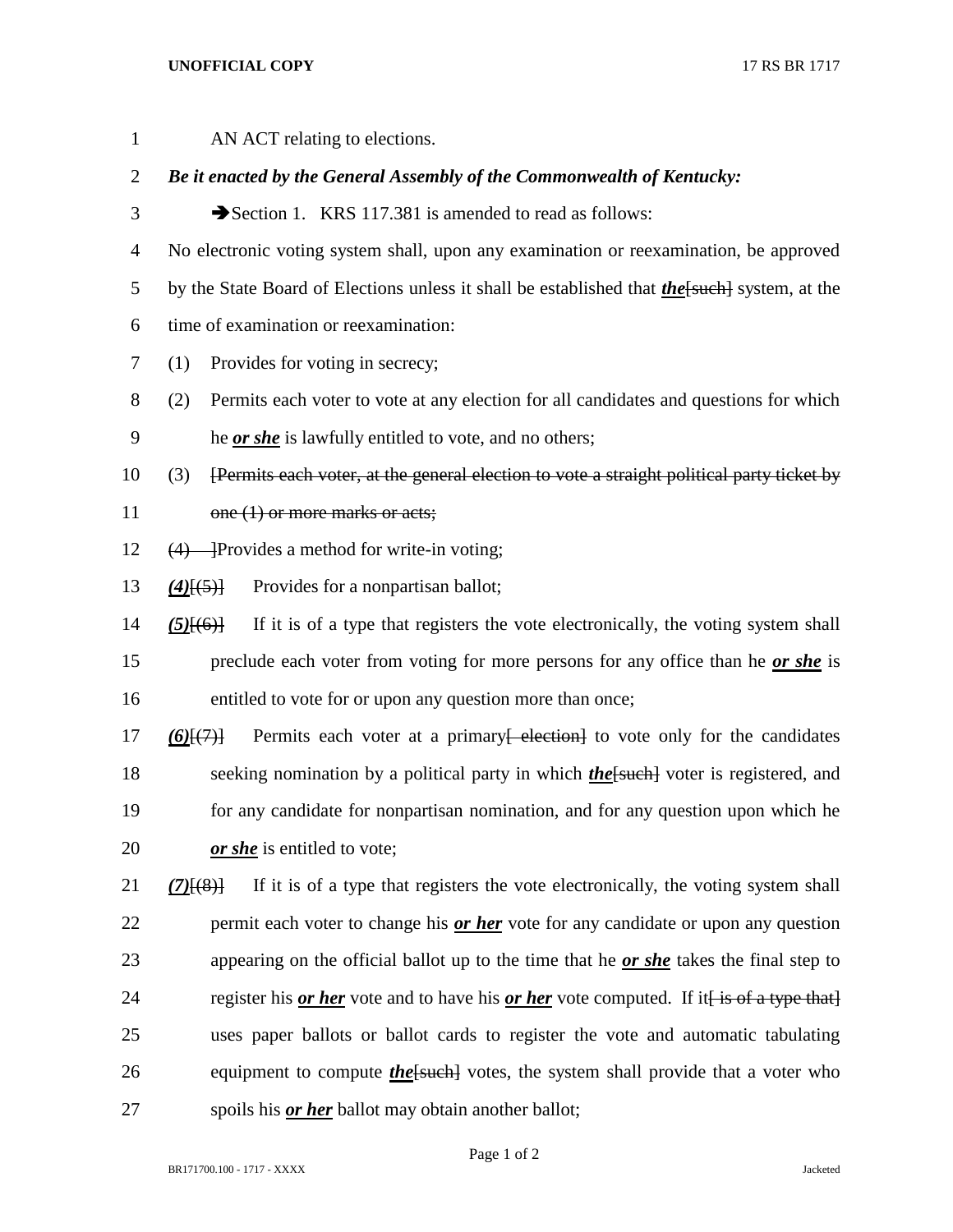AN ACT relating to elections.

***Be it enacted by the General Assembly of the Commonwealth of Kentucky:***

➔Section 1. KRS 117.381 is amended to read as follows:

No electronic voting system shall, upon any examination or reexamination, be approved by the State Board of Elections unless it shall be established that ***the***[~~such~~] system, at the time of examination or reexamination:

(1) Provides for voting in secrecy;

(2) Permits each voter to vote at any election for all candidates and questions for which he ***or she*** is lawfully entitled to vote, and no others;

(3) [~~Permits each voter, at the general election to vote a straight political party ticket by one (1) or more marks or acts;~~

~~(4)~~ ]Provides a method for write-in voting;

***(4)***[~~(5)~~] Provides for a nonpartisan ballot;

***(5)***[~~(6)~~] If it is of a type that registers the vote electronically, the voting system shall preclude each voter from voting for more persons for any office than he ***or she*** is entitled to vote for or upon any question more than once;

***(6)***[~~(7)~~] Permits each voter at a primary[~~ election~~] to vote only for the candidates seeking nomination by a political party in which ***the***[~~such~~] voter is registered, and for any candidate for nonpartisan nomination, and for any question upon which he ***or she*** is entitled to vote;

***(7)***[~~(8)~~] If it is of a type that registers the vote electronically, the voting system shall permit each voter to change his ***or her*** vote for any candidate or upon any question appearing on the official ballot up to the time that he ***or she*** takes the final step to register his ***or her*** vote and to have his ***or her*** vote computed. If it[~~ is of a type that~~] uses paper ballots or ballot cards to register the vote and automatic tabulating equipment to compute ***the***[~~such~~] votes, the system shall provide that a voter who spoils his ***or her*** ballot may obtain another ballot;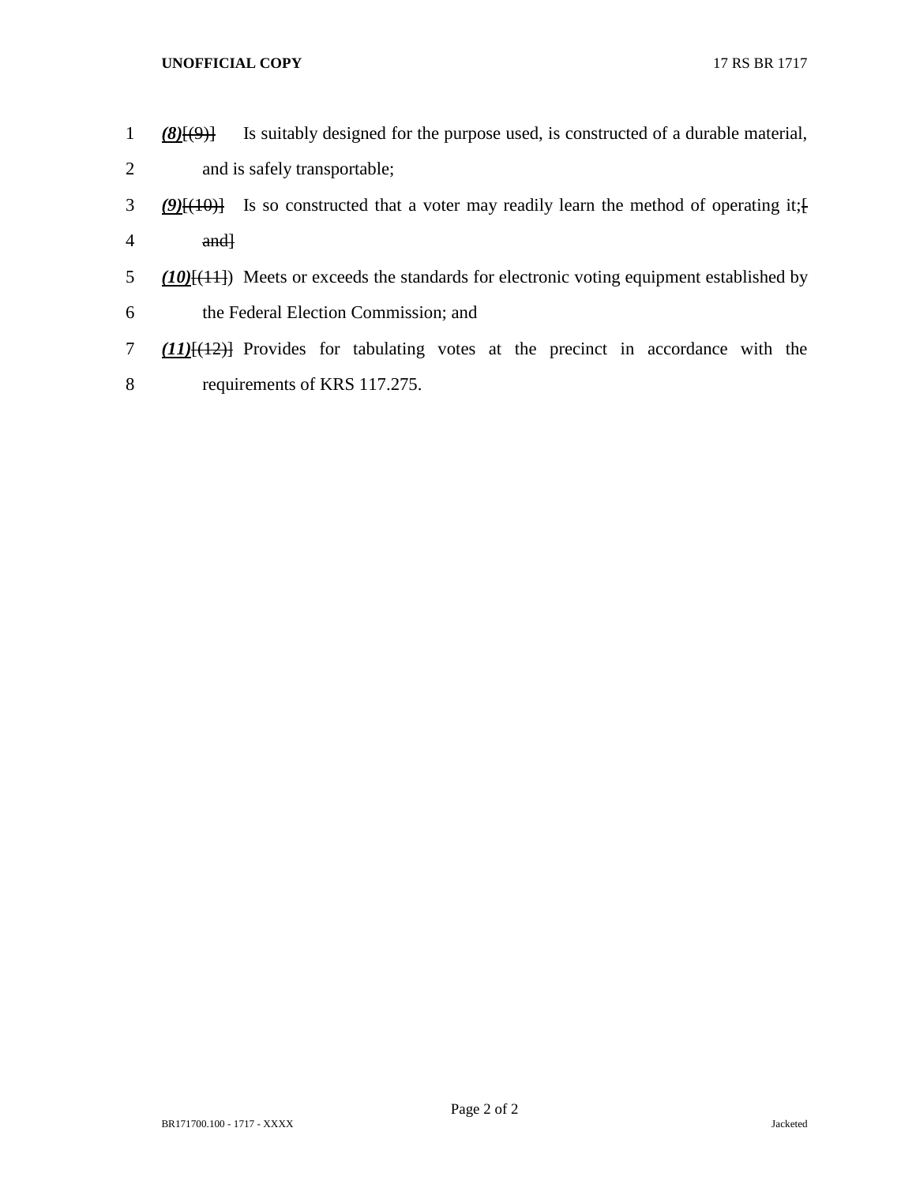*(8)*[(9)] Is suitably designed for the purpose used, is constructed of a durable material, and is safely transportable;

*(9)*[(10)] Is so constructed that a voter may readily learn the method of operating it;[ and]

*(10)*[(11)] Meets or exceeds the standards for electronic voting equipment established by the Federal Election Commission; and

*(11)*[(12)] Provides for tabulating votes at the precinct in accordance with the requirements of KRS 117.275.